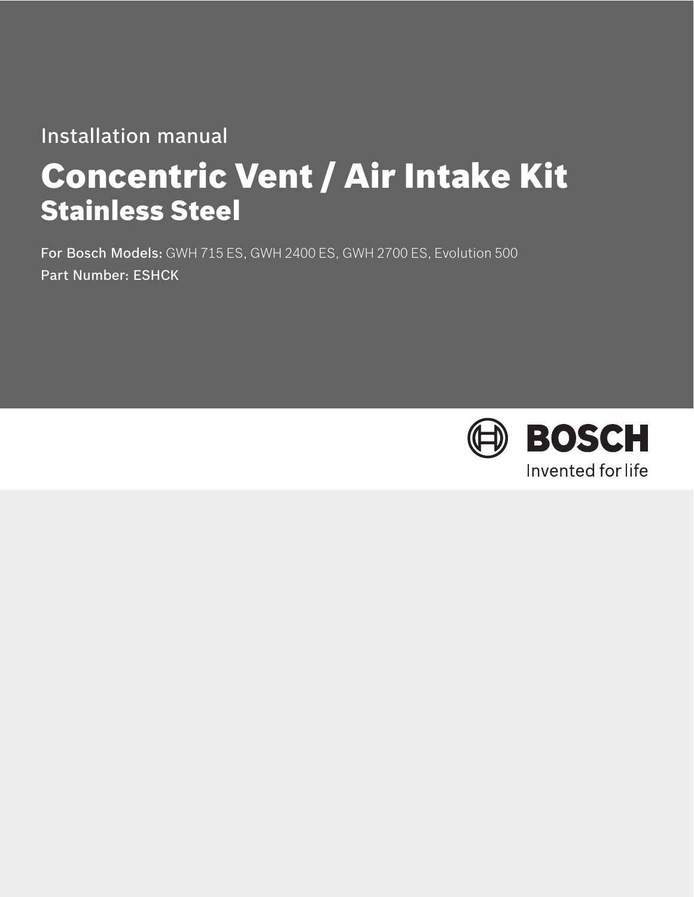Installation manual

# Concentric Vent / Air Intake Kit
## Stainless Steel

**For Bosch Models:** GWH 715 ES, GWH 2400 ES, GWH 2700 ES, Evolution 500

Part Number: ESHCK

BOSCH

Invented for life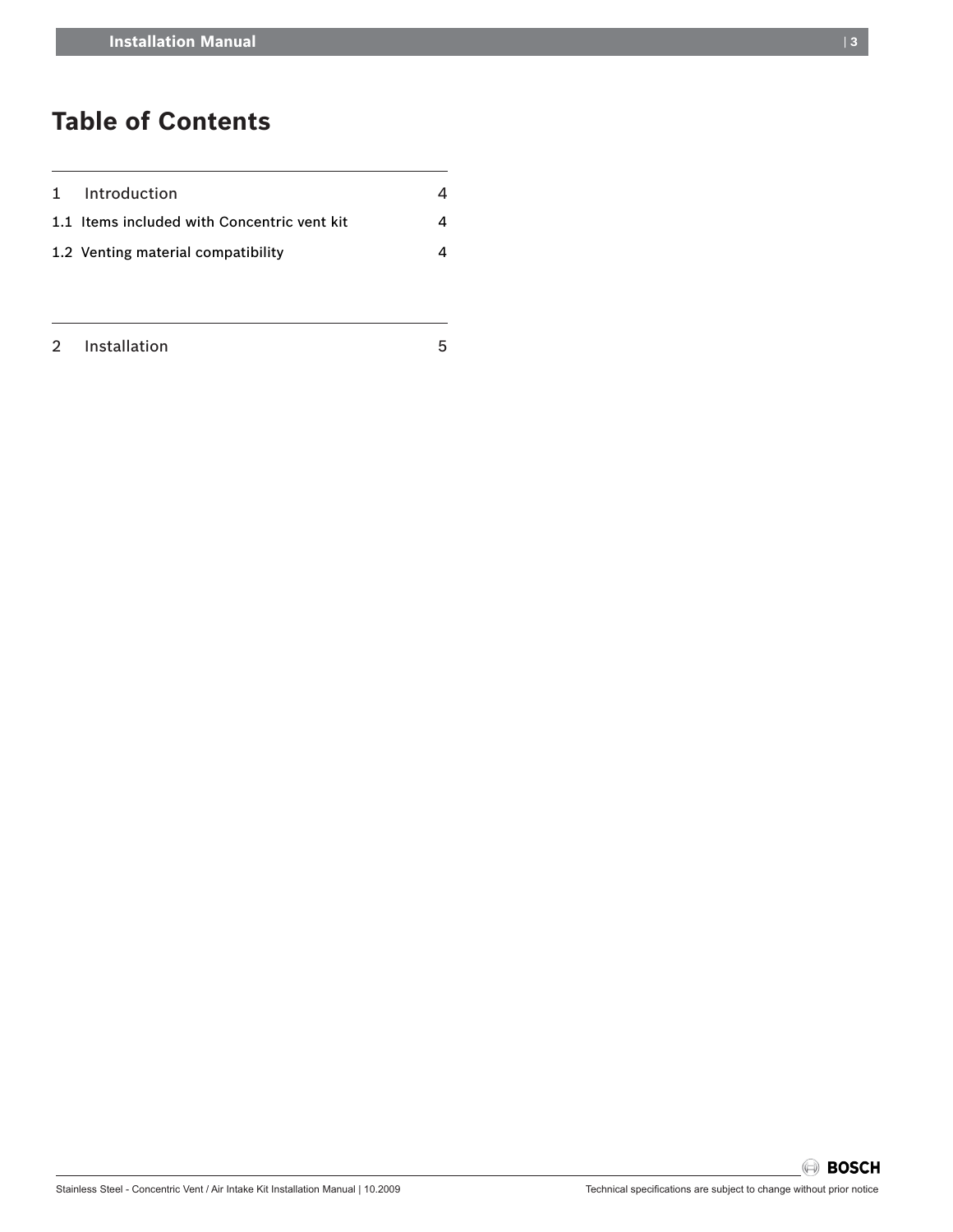# Table of Contents

| | |
|---|---|
| 1 Introduction | 4 |
| 1.1 Items included with Concentric vent kit | 4 |
| 1.2 Venting material compatibility | 4 |
| 2 Installation | 5 |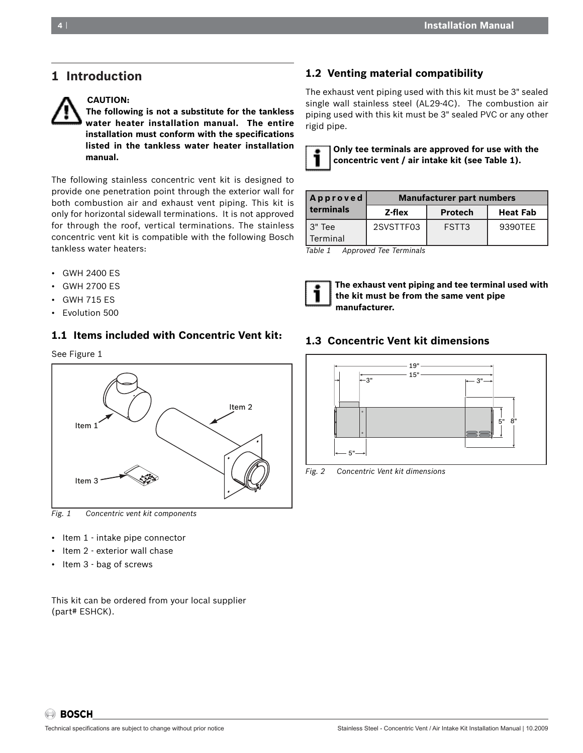# 1 Introduction

**CAUTION:**
**The following is not a substitute for the tankless water heater installation manual. The entire installation must conform with the specifications listed in the tankless water heater installation manual.**

The following stainless concentric vent kit is designed to provide one penetration point through the exterior wall for both combustion air and exhaust vent piping. This kit is only for horizontal sidewall terminations. It is not approved for through the roof, vertical terminations. The stainless concentric vent kit is compatible with the following Bosch tankless water heaters:

- GWH 2400 ES
- GWH 2700 ES
- GWH 715 ES
- Evolution 500

## 1.1 Items included with Concentric Vent kit:

See Figure 1

*Fig. 1 Concentric vent kit components*

- Item 1 - intake pipe connector
- Item 2 - exterior wall chase
- Item 3 - bag of screws

This kit can be ordered from your local supplier (part# ESHCK).

## 1.2 Venting material compatibility

The exhaust vent piping used with this kit must be 3" sealed single wall stainless steel (AL29-4C). The combustion air piping used with this kit must be 3" sealed PVC or any other rigid pipe.

**Only tee terminals are approved for use with the concentric vent / air intake kit (see Table 1).**

| Approved terminals | Manufacturer part numbers | | |
|---|---|---|---|
| | Z-flex | Protech | Heat Fab |
| 3" Tee Terminal | 2SVSTTF03 | FSTT3 | 9390TEE |

*Table 1 Approved Tee Terminals*

**The exhaust vent piping and tee terminal used with the kit must be from the same vent pipe manufacturer.**

## 1.3 Concentric Vent kit dimensions

*Fig. 2 Concentric Vent kit dimensions*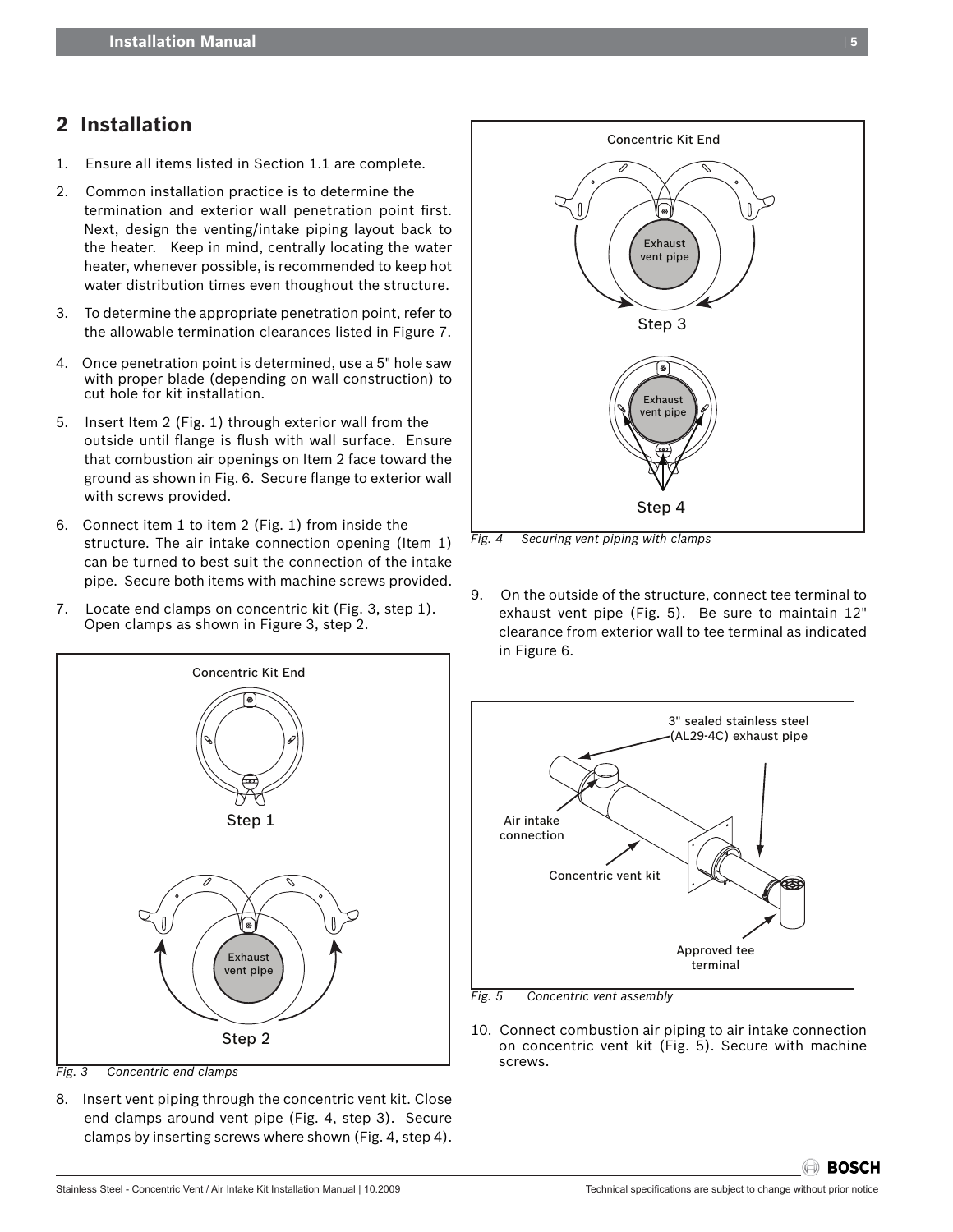## 2 Installation

1. Ensure all items listed in Section 1.1 are complete.
2. Common installation practice is to determine the termination and exterior wall penetration point first. Next, design the venting/intake piping layout back to the heater. Keep in mind, centrally locating the water heater, whenever possible, is recommended to keep hot water distribution times even thoughout the structure.
3. To determine the appropriate penetration point, refer to the allowable termination clearances listed in Figure 7.
4. Once penetration point is determined, use a 5" hole saw with proper blade (depending on wall construction) to cut hole for kit installation.
5. Insert Item 2 (Fig. 1) through exterior wall from the outside until flange is flush with wall surface. Ensure that combustion air openings on Item 2 face toward the ground as shown in Fig. 6. Secure flange to exterior wall with screws provided.
6. Connect item 1 to item 2 (Fig. 1) from inside the structure. The air intake connection opening (Item 1) can be turned to best suit the connection of the intake pipe. Secure both items with machine screws provided.
7. Locate end clamps on concentric kit (Fig. 3, step 1). Open clamps as shown in Figure 3, step 2.

*Fig. 3 Concentric end clamps*

8. Insert vent piping through the concentric vent kit. Close end clamps around vent pipe (Fig. 4, step 3). Secure clamps by inserting screws where shown (Fig. 4, step 4).

*Fig. 4 Securing vent piping with clamps*

9. On the outside of the structure, connect tee terminal to exhaust vent pipe (Fig. 5). Be sure to maintain 12" clearance from exterior wall to tee terminal as indicated in Figure 6.

*Fig. 5 Concentric vent assembly*

10. Connect combustion air piping to air intake connection on concentric vent kit (Fig. 5). Secure with machine screws.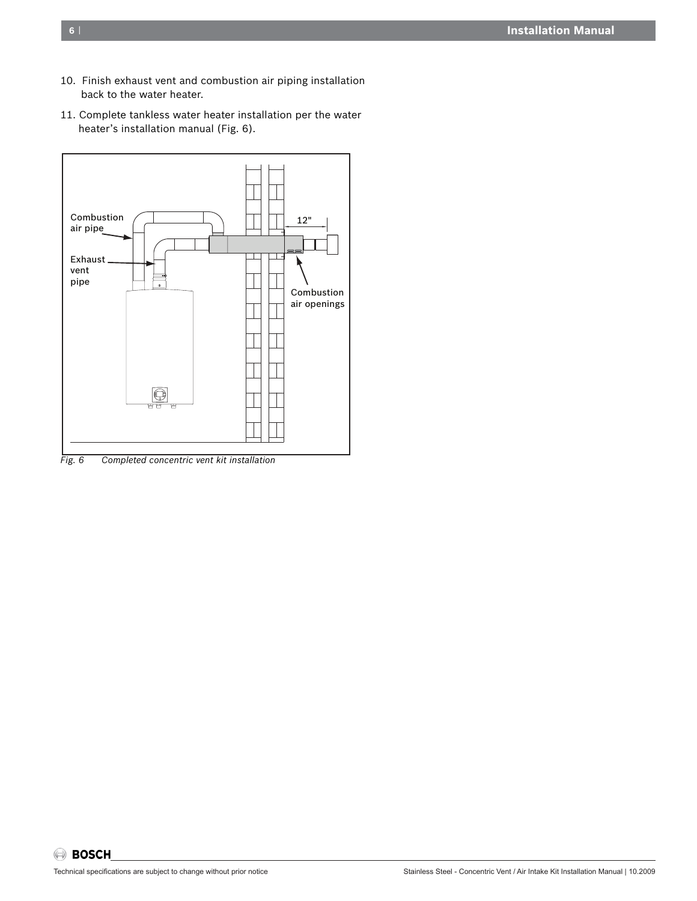10. Finish exhaust vent and combustion air piping installation back to the water heater.

11. Complete tankless water heater installation per the water heater's installation manual (Fig. 6).

*Fig. 6 Completed concentric vent kit installation*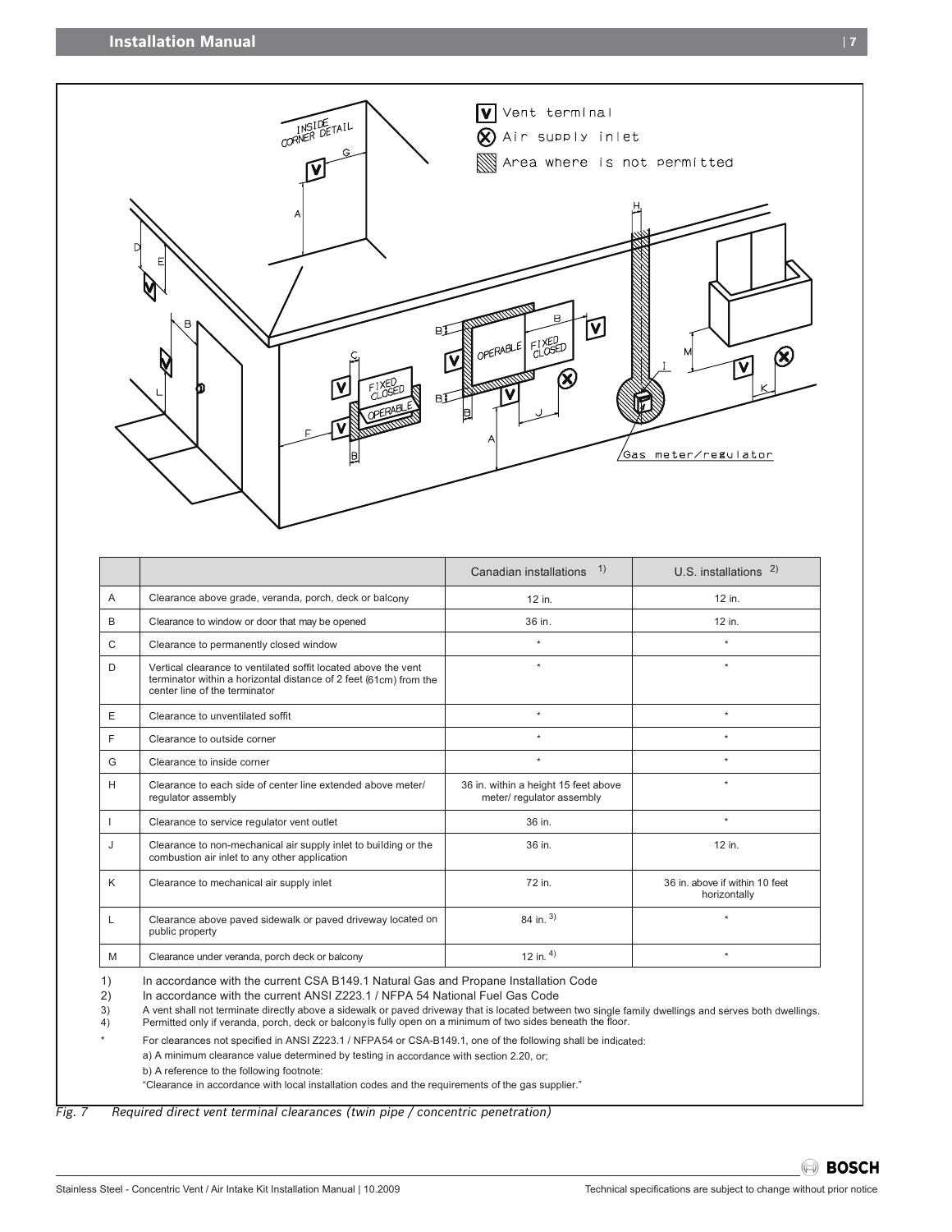| | | Canadian installations 1) | U.S. installations 2) |
|---|---|---|---|
| A | Clearance above grade, veranda, porch, deck or balcony | 12 in. | 12 in. |
| B | Clearance to window or door that may be opened | 36 in. | 12 in. |
| C | Clearance to permanently closed window | * | * |
| D | Vertical clearance to ventilated soffit located above the vent terminator within a horizontal distance of 2 feet (61cm) from the center line of the terminator | * | * |
| E | Clearance to unventilated soffit | * | * |
| F | Clearance to outside corner | * | * |
| G | Clearance to inside corner | * | * |
| H | Clearance to each side of center line extended above meter/ regulator assembly | 36 in. within a height 15 feet above meter/ regulator assembly | * |
| I | Clearance to service regulator vent outlet | 36 in. | * |
| J | Clearance to non-mechanical air supply inlet to building or the combustion air inlet to any other application | 36 in. | 12 in. |
| K | Clearance to mechanical air supply inlet | 72 in. | 36 in. above if within 10 feet horizontally |
| L | Clearance above paved sidewalk or paved driveway located on public property | 84 in. 3) | * |
| M | Clearance under veranda, porch deck or balcony | 12 in. 4) | * |

1) In accordance with the current CSA B149.1 Natural Gas and Propane Installation Code

2) In accordance with the current ANSI Z223.1 / NFPA 54 National Fuel Gas Code

3) A vent shall not terminate directly above a sidewalk or paved driveway that is located between two single family dwellings and serves both dwellings.

4) Permitted only if veranda, porch, deck or balcony is fully open on a minimum of two sides beneath the floor.

\* For clearances not specified in ANSI Z223.1 / NFPA54 or CSA-B149.1, one of the following shall be indicated:

a) A minimum clearance value determined by testing in accordance with section 2.20, or;

b) A reference to the following footnote:

"Clearance in accordance with local installation codes and the requirements of the gas supplier."

*Fig. 7 Required direct vent terminal clearances (twin pipe / concentric penetration)*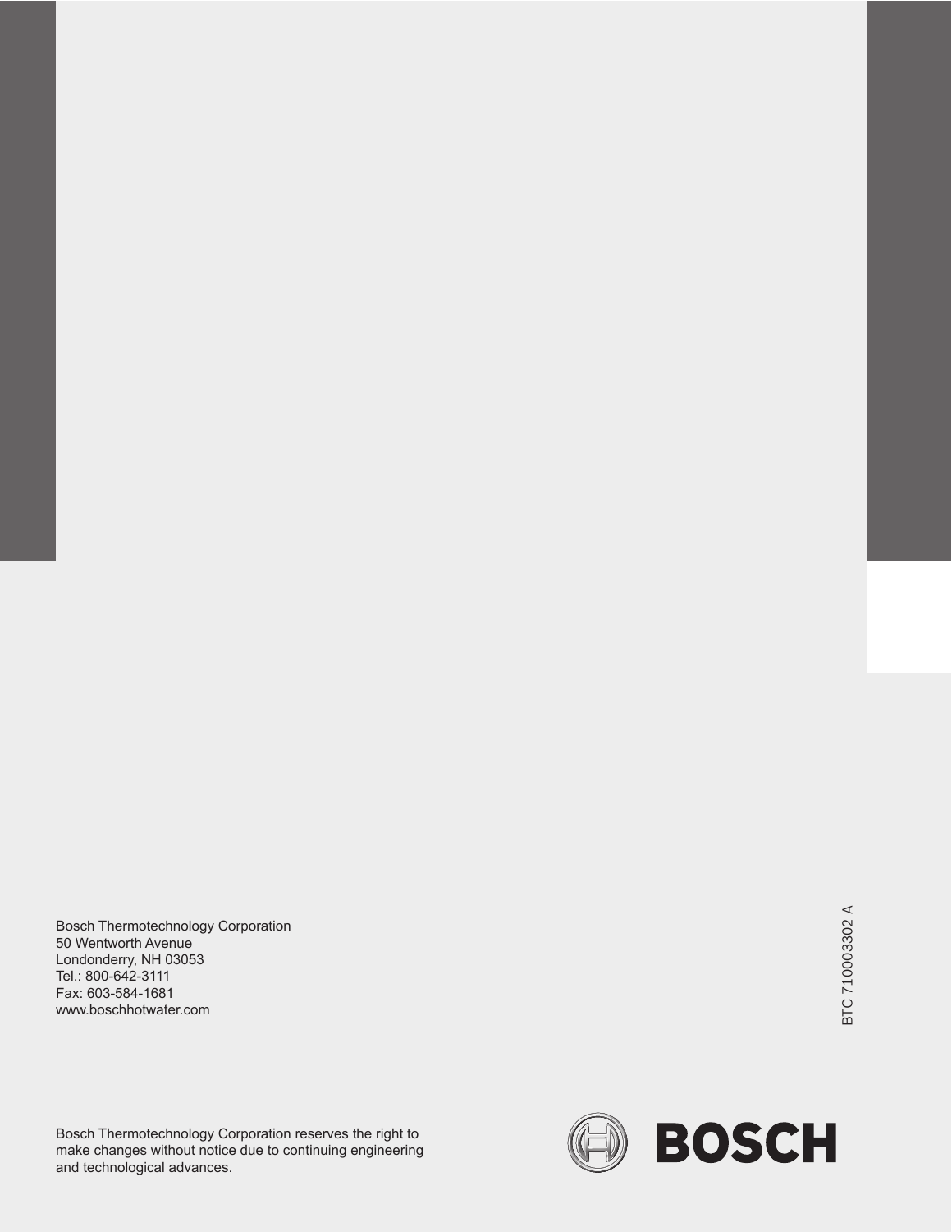Bosch Thermotechnology Corporation
50 Wentworth Avenue
Londonderry, NH 03053
Tel.: 800-642-3111
Fax: 603-584-1681
www.boschhotwater.com

BTC 710003302 A

Bosch Thermotechnology Corporation reserves the right to make changes without notice due to continuing engineering and technological advances.

BOSCH